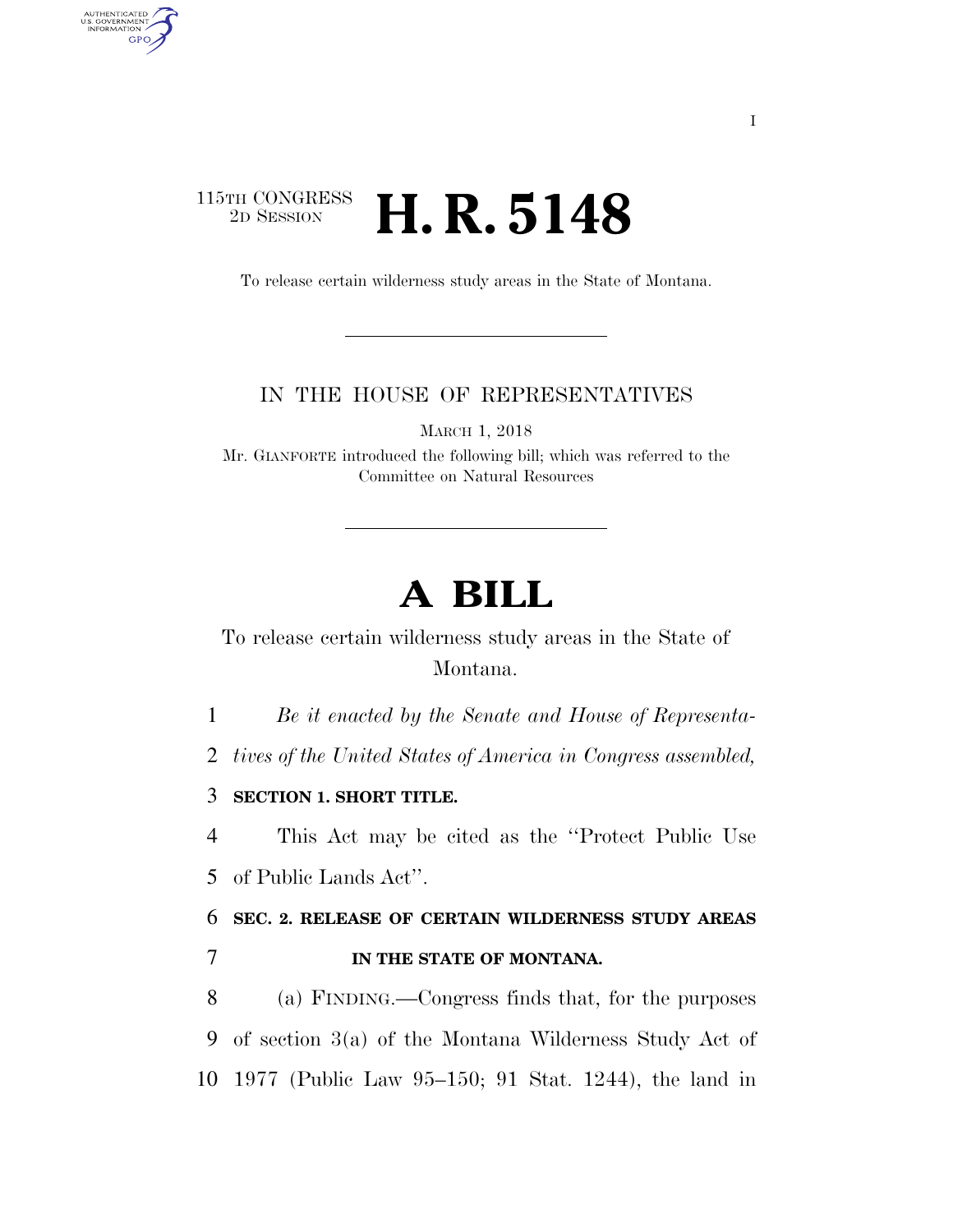115TH CONGRESS
2D SESSION

# H. R. 5148

To release certain wilderness study areas in the State of Montana.

IN THE HOUSE OF REPRESENTATIVES

MARCH 1, 2018

Mr. GIANFORTE introduced the following bill; which was referred to the Committee on Natural Resources

# A BILL

To release certain wilderness study areas in the State of Montana.

1 *Be it enacted by the Senate and House of Representa-*
2 *tives of the United States of America in Congress assembled,*

3 **SECTION 1. SHORT TITLE.**

4 This Act may be cited as the ''Protect Public Use
5 of Public Lands Act''.

6 **SEC. 2. RELEASE OF CERTAIN WILDERNESS STUDY AREAS**
7 **IN THE STATE OF MONTANA.**

8 (a) FINDING.—Congress finds that, for the purposes
9 of section 3(a) of the Montana Wilderness Study Act of
10 1977 (Public Law 95–150; 91 Stat. 1244), the land in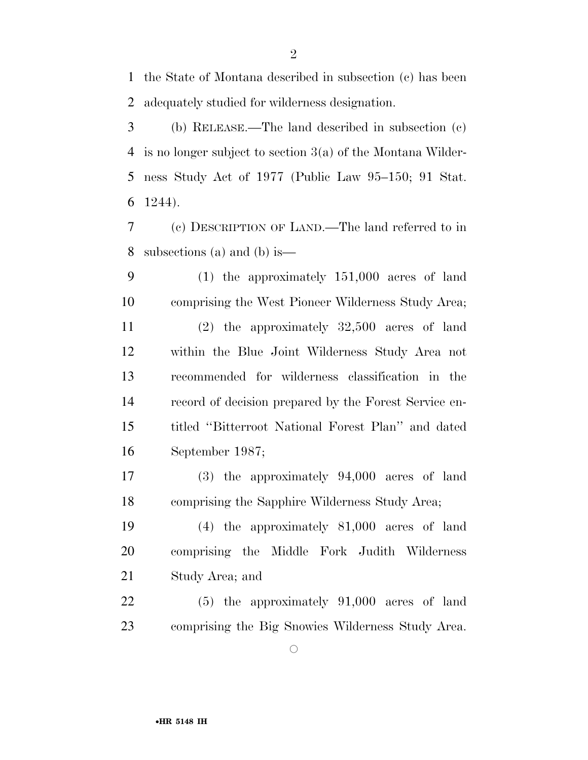the State of Montana described in subsection (c) has been adequately studied for wilderness designation.

(b) RELEASE.—The land described in subsection (c) is no longer subject to section 3(a) of the Montana Wilderness Study Act of 1977 (Public Law 95–150; 91 Stat. 1244).

(c) DESCRIPTION OF LAND.—The land referred to in subsections (a) and (b) is—

(1) the approximately 151,000 acres of land comprising the West Pioneer Wilderness Study Area;

(2) the approximately 32,500 acres of land within the Blue Joint Wilderness Study Area not recommended for wilderness classification in the record of decision prepared by the Forest Service entitled ''Bitterroot National Forest Plan'' and dated September 1987;

(3) the approximately 94,000 acres of land comprising the Sapphire Wilderness Study Area;

(4) the approximately 81,000 acres of land comprising the Middle Fork Judith Wilderness Study Area; and

(5) the approximately 91,000 acres of land comprising the Big Snowies Wilderness Study Area.